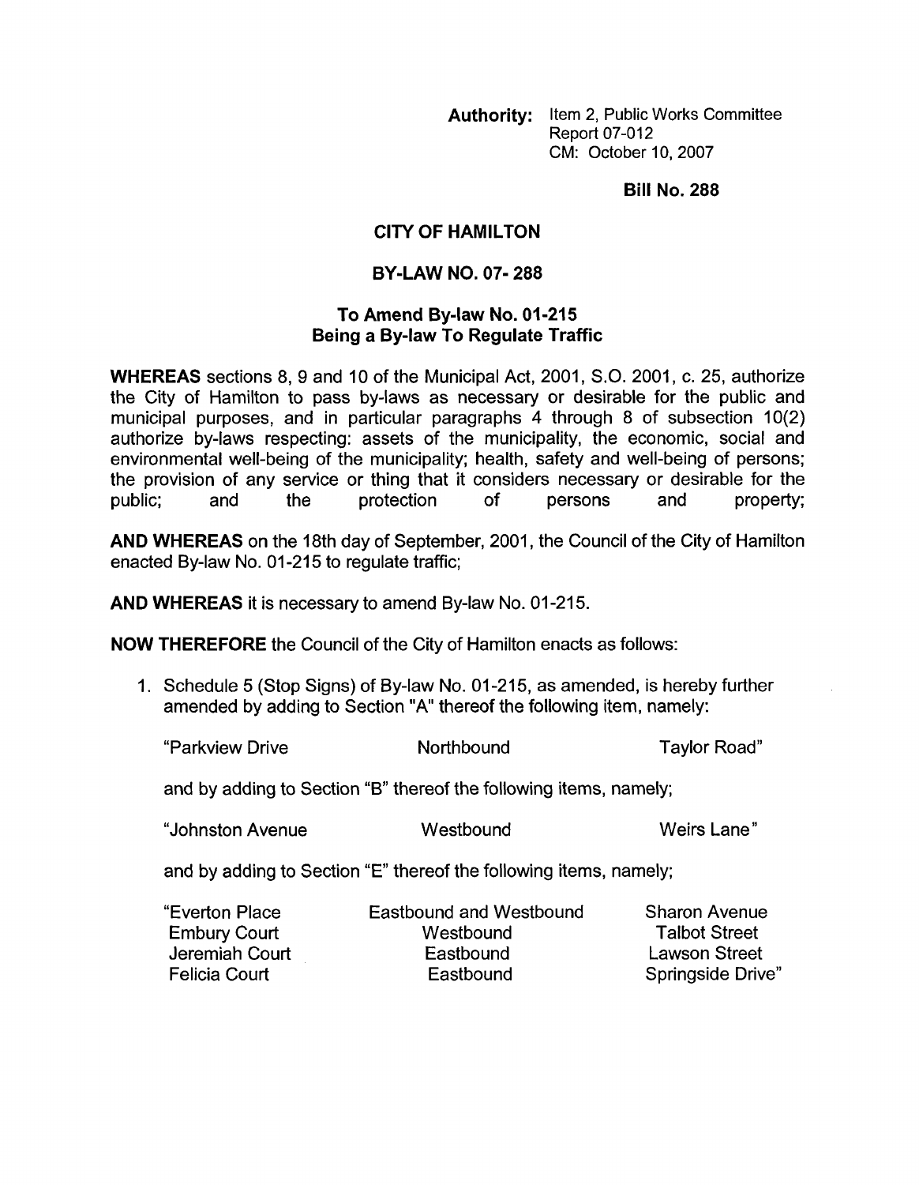**Authority:** Item 2, Public Works Committee
Report 07-012
CM: October 10, 2007

**Bill No. 288**

# CITY OF HAMILTON

## BY-LAW NO. 07- 288

### To Amend By-law No. 01-215
### Being a By-law To Regulate Traffic

**WHEREAS** sections 8, 9 and 10 of the Municipal Act, 2001, S.O. 2001, c. 25, authorize the City of Hamilton to pass by-laws as necessary or desirable for the public and municipal purposes, and in particular paragraphs 4 through 8 of subsection 10(2) authorize by-laws respecting: assets of the municipality, the economic, social and environmental well-being of the municipality; health, safety and well-being of persons; the provision of any service or thing that it considers necessary or desirable for the public; and the protection of persons and property;

**AND WHEREAS** on the 18th day of September, 2001, the Council of the City of Hamilton enacted By-law No. 01-215 to regulate traffic;

**AND WHEREAS** it is necessary to amend By-law No. 01-215.

**NOW THEREFORE** the Council of the City of Hamilton enacts as follows:

1. Schedule 5 (Stop Signs) of By-law No. 01-215, as amended, is hereby further amended by adding to Section "A" thereof the following item, namely:

| | | |
|---|---|---|
| "Parkview Drive | Northbound | Taylor Road" |

and by adding to Section "B" thereof the following items, namely;

| | | |
|---|---|---|
| "Johnston Avenue | Westbound | Weirs Lane" |

and by adding to Section "E" thereof the following items, namely;

| | | |
|---|---|---|
| "Everton Place | Eastbound and Westbound | Sharon Avenue |
| Embury Court | Westbound | Talbot Street |
| Jeremiah Court | Eastbound | Lawson Street |
| Felicia Court | Eastbound | Springside Drive" |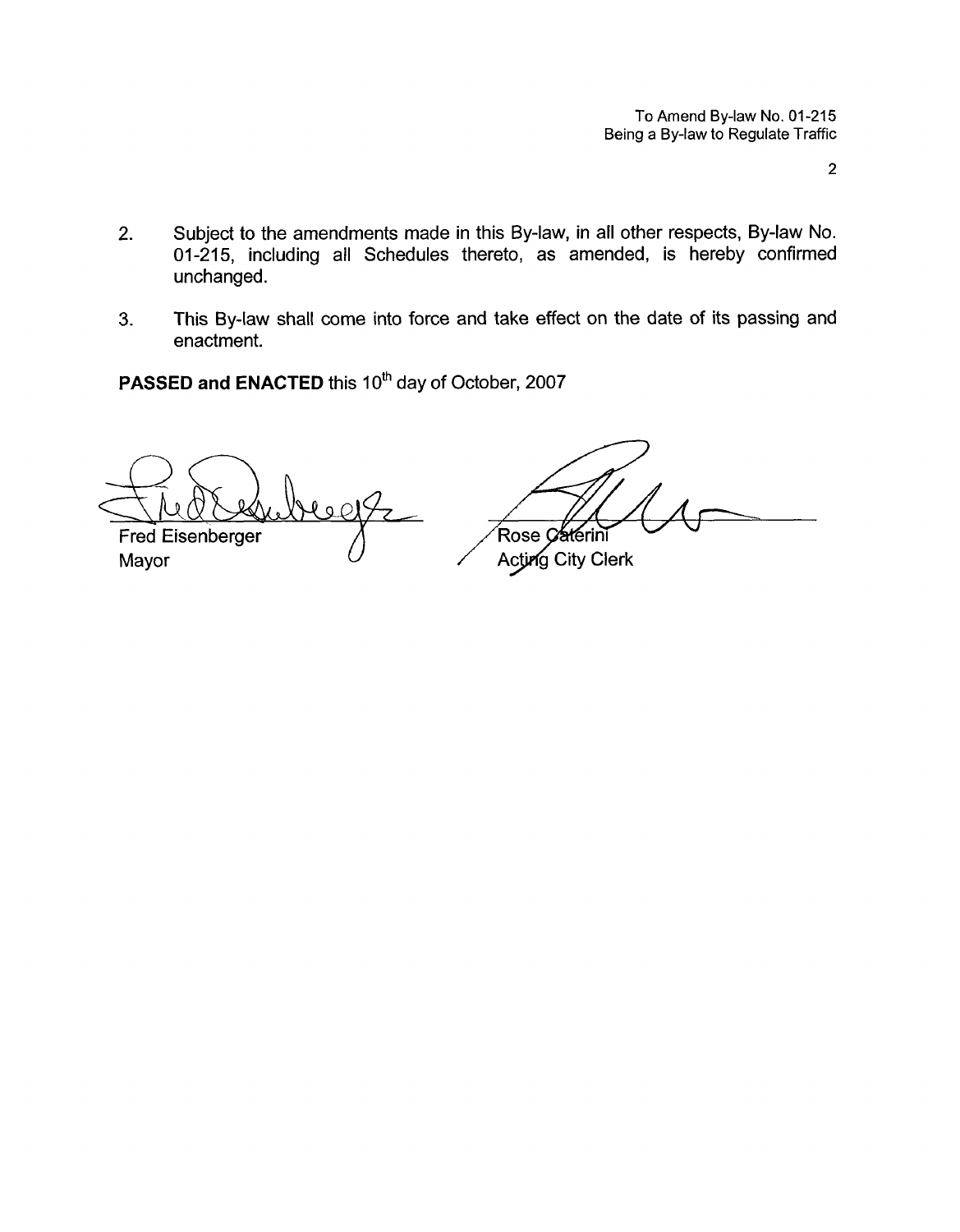2. Subject to the amendments made in this By-law, in all other respects, By-law No. 01-215, including all Schedules thereto, as amended, is hereby confirmed unchanged.

3. This By-law shall come into force and take effect on the date of its passing and enactment.

**PASSED and ENACTED** this 10th day of October, 2007

Fred Eisenberger
Mayor

Rose Caterini
Acting City Clerk